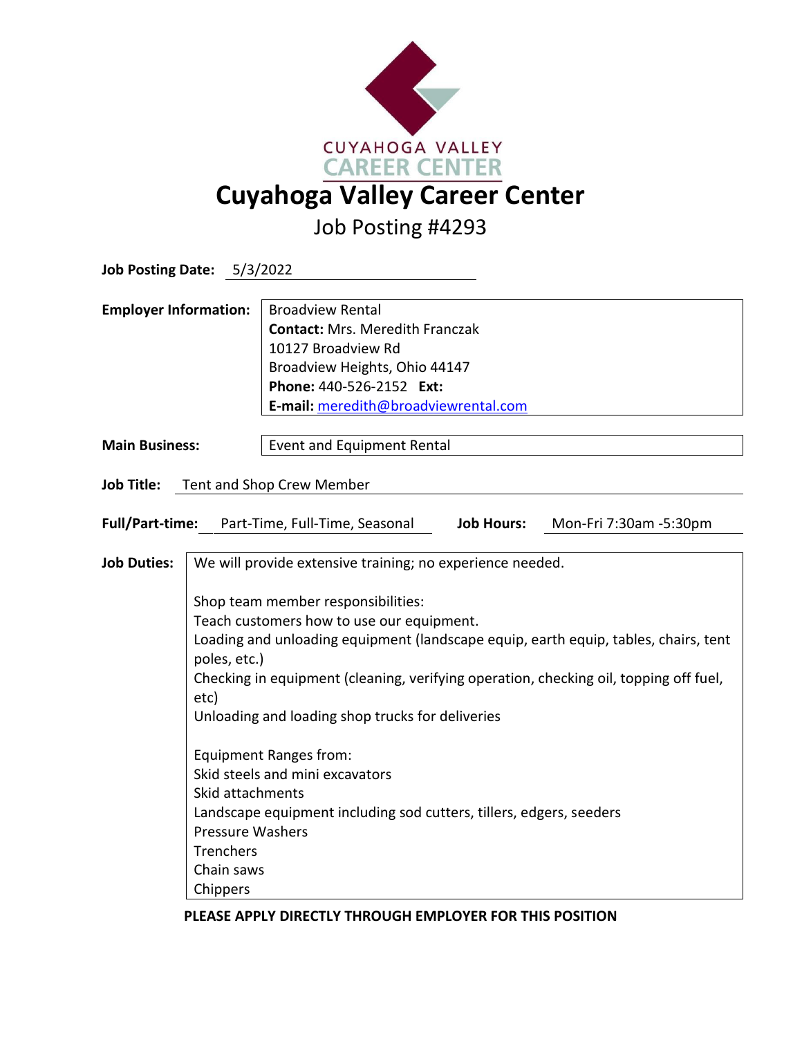# Cuyahoga Valley Career Center

## Job Posting #4293

**Job Posting Date:** 5/3/2022

**Employer Information:**
Broadview Rental
**Contact:** Mrs. Meredith Franczak
10127 Broadview Rd
Broadview Heights, Ohio 44147
**Phone:** 440-526-2152 **Ext:**
**E-mail:** meredith@broadviewrental.com

**Main Business:** Event and Equipment Rental

**Job Title:** Tent and Shop Crew Member

**Full/Part-time:** Part-Time, Full-Time, Seasonal **Job Hours:** Mon-Fri 7:30am -5:30pm

**Job Duties:**

We will provide extensive training; no experience needed.

Shop team member responsibilities:
Teach customers how to use our equipment.
Loading and unloading equipment (landscape equip, earth equip, tables, chairs, tent poles, etc.)
Checking in equipment (cleaning, verifying operation, checking oil, topping off fuel, etc)
Unloading and loading shop trucks for deliveries

Equipment Ranges from:
Skid steels and mini excavators
Skid attachments
Landscape equipment including sod cutters, tillers, edgers, seeders
Pressure Washers
Trenchers
Chain saws
Chippers

**PLEASE APPLY DIRECTLY THROUGH EMPLOYER FOR THIS POSITION**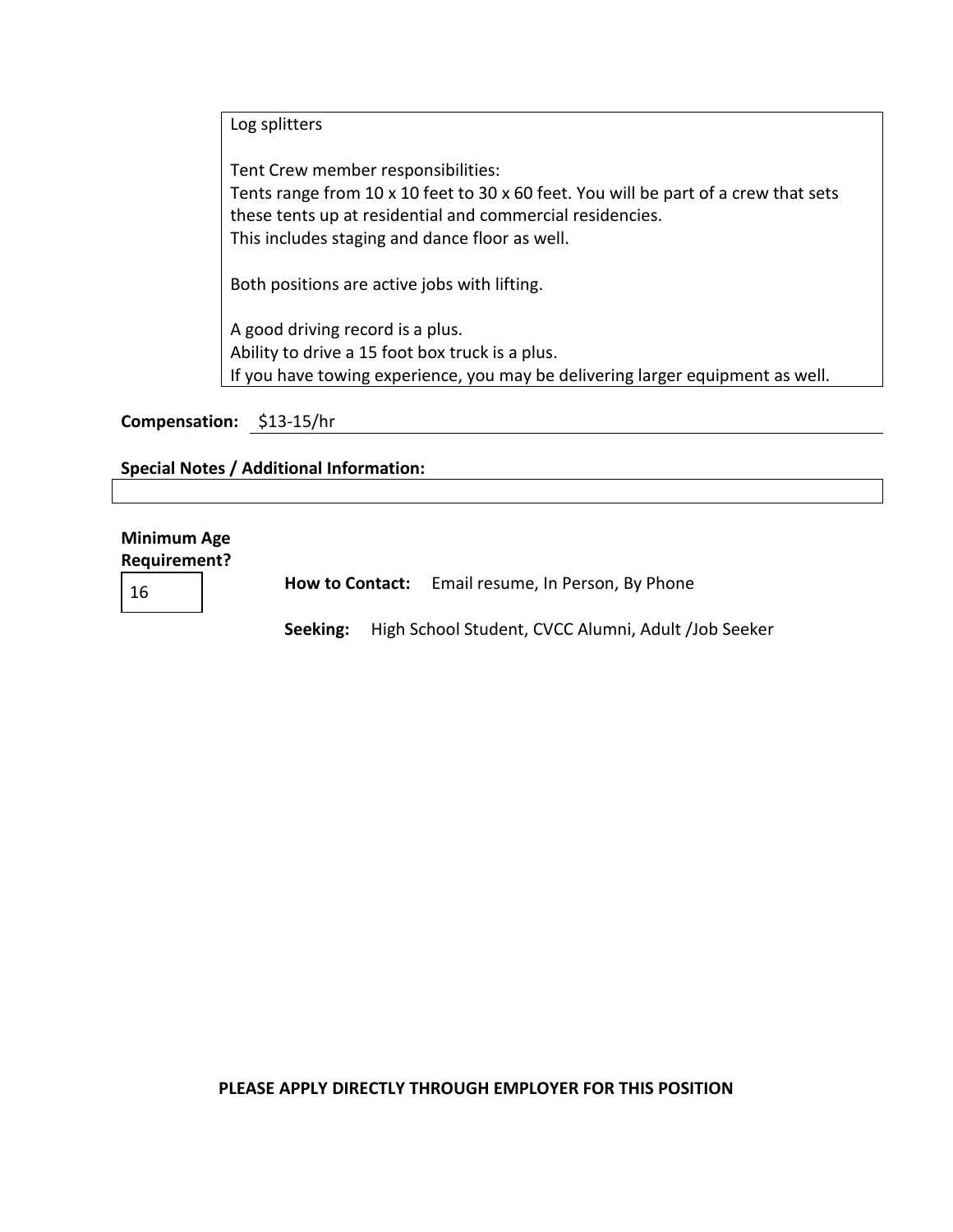Log splitters

Tent Crew member responsibilities:
Tents range from 10 x 10 feet to 30 x 60 feet. You will be part of a crew that sets these tents up at residential and commercial residencies.
This includes staging and dance floor as well.

Both positions are active jobs with lifting.

A good driving record is a plus.
Ability to drive a 15 foot box truck is a plus.
If you have towing experience, you may be delivering larger equipment as well.

**Compensation:** $13-15/hr

**Special Notes / Additional Information:**

**Minimum Age Requirement?** 16

**How to Contact:** Email resume, In Person, By Phone

**Seeking:** High School Student, CVCC Alumni, Adult /Job Seeker

**PLEASE APPLY DIRECTLY THROUGH EMPLOYER FOR THIS POSITION**